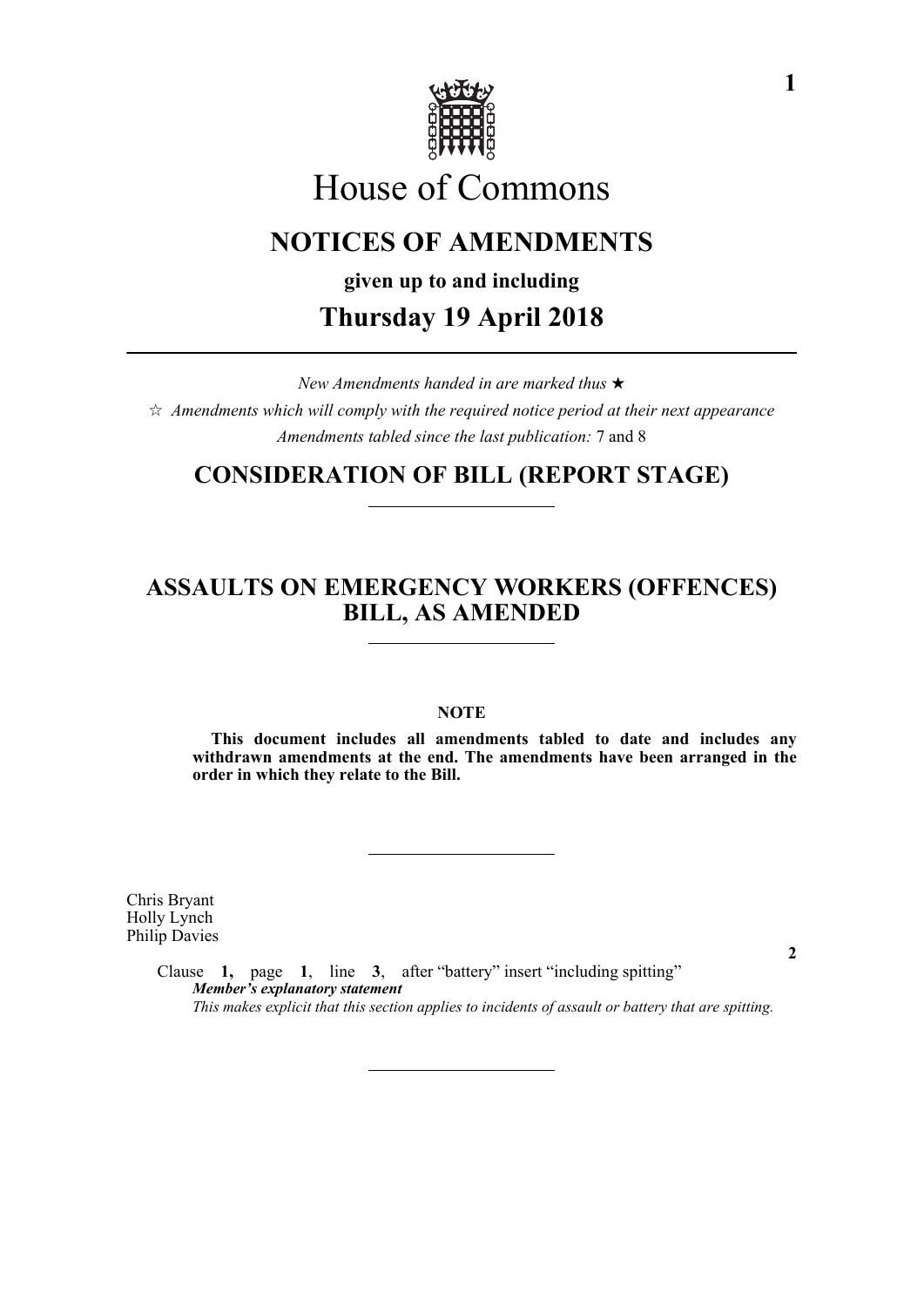# House of Commons

## NOTICES OF AMENDMENTS

**given up to and including**

## Thursday 19 April 2018

*New Amendments handed in are marked thus* ★

☆ *Amendments which will comply with the required notice period at their next appearance*

*Amendments tabled since the last publication:* 7 and 8

## CONSIDERATION OF BILL (REPORT STAGE)

## ASSAULTS ON EMERGENCY WORKERS (OFFENCES) BILL, AS AMENDED

**NOTE**

**This document includes all amendments tabled to date and includes any withdrawn amendments at the end. The amendments have been arranged in the order in which they relate to the Bill.**

Chris Bryant
Holly Lynch
Philip Davies

**2**

Clause **1,** page **1**, line **3**, after "battery" insert "including spitting"

***Member's explanatory statement***

*This makes explicit that this section applies to incidents of assault or battery that are spitting.*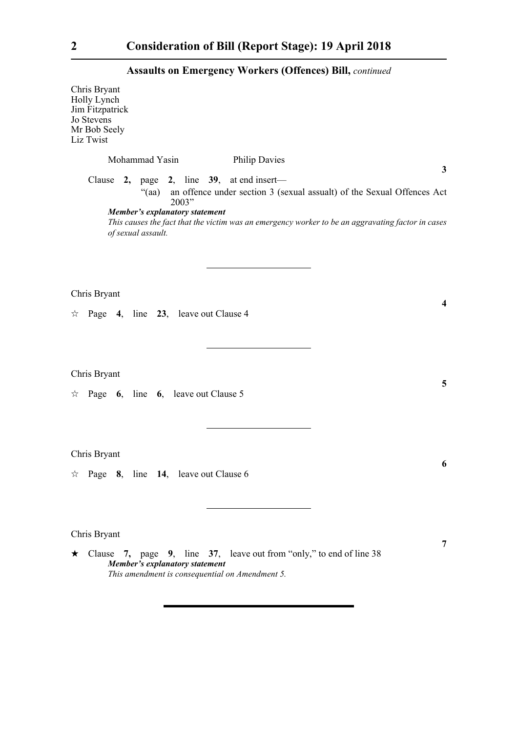## Assaults on Emergency Workers (Offences) Bill, *continued*

Chris Bryant
Holly Lynch
Jim Fitzpatrick
Jo Stevens
Mr Bob Seely
Liz Twist

Mohammad Yasin Philip Davies

**3**

Clause **2**, page **2**, line **39**, at end insert—

"(aa) an offence under section 3 (sexual assault) of the Sexual Offences Act 2003"

***Member's explanatory statement***

*This causes the fact that the victim was an emergency worker to be an aggravating factor in cases of sexual assault.*

---

Chris Bryant

**4**

☆ Page **4**, line **23**, leave out Clause 4

---

Chris Bryant

**5**

☆ Page **6**, line **6**, leave out Clause 5

---

Chris Bryant

**6**

☆ Page **8**, line **14**, leave out Clause 6

---

Chris Bryant

**7**

★ Clause **7**, page **9**, line **37**, leave out from "only," to end of line 38

***Member's explanatory statement***

*This amendment is consequential on Amendment 5.*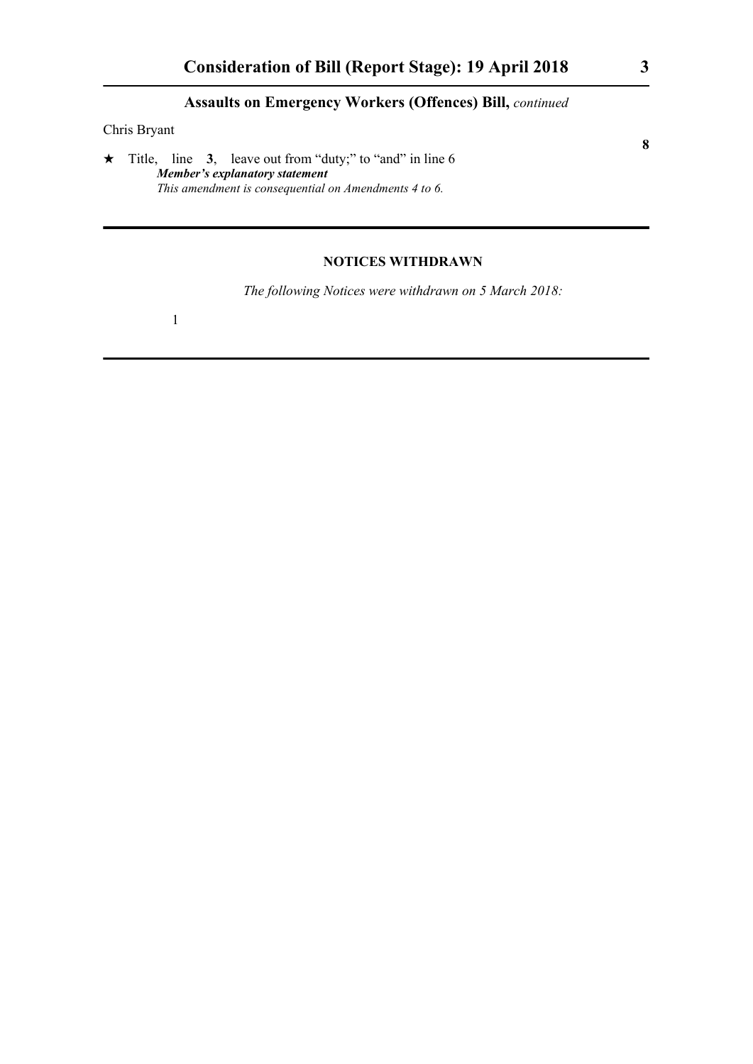## Assaults on Emergency Workers (Offences) Bill, *continued*

Chris Bryant

**8**

★ Title, line **3**, leave out from "duty;" to "and" in line 6

***Member's explanatory statement***

*This amendment is consequential on Amendments 4 to 6.*

---

#### NOTICES WITHDRAWN

*The following Notices were withdrawn on 5 March 2018:*

1